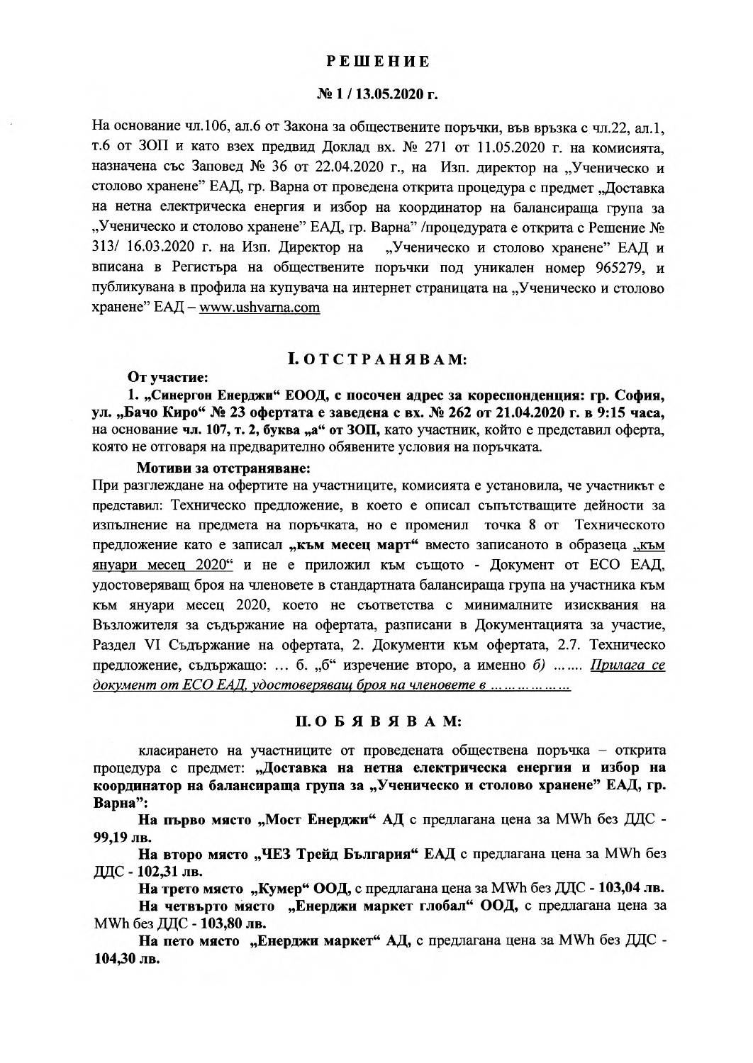# РЕШЕНИЕ

## № 1 / 13.05.2020 г.

На основание чл.106, ал.6 от Закона за обществените поръчки, във връзка с чл.22, ал.1, т.6 от ЗОП и като взех предвид Доклад вх. № 271 от 11.05.2020 г. на комисията, назначена със Заповед № 36 от 22.04.2020 г., на Изп. директор на „Ученическо и столово хранене" ЕАД, гр. Варна от проведена открита процедура с предмет „Доставка на нетна електрическа енергия и избор на координатор на балансираща група за „Ученическо и столово хранене" ЕАД, гр. Варна" /процедурата е открита с Решение № 313/ 16.03.2020 г. на Изп. Директор на „Ученическо и столово хранене" ЕАД и вписана в Регистъра на обществените поръчки под уникален номер 965279, и публикувана в профила на купувача на интернет страницата на „Ученическо и столово хранене" ЕАД – www.ushvarna.com

## I. О Т С Т Р А Н Я В А М:

**От участие:**

**1. „Синергон Енерджи" ЕООД, с посочен адрес за кореспонденция: гр. София, ул. „Бачо Киро" № 23 офертата е заведена с вх. № 262 от 21.04.2020 г. в 9:15 часа,** на основание **чл. 107, т. 2, буква „а" от ЗОП,** като участник, който е представил оферта, която не отговаря на предварително обявените условия на поръчката.

**Мотиви за отстраняване:**

При разглеждане на офертите на участниците, комисията е установила, че участникът е представил: Техническо предложение, в което е описал съпътстващите дейности за изпълнение на предмета на поръчката, но е променил точка 8 от Техническото предложение като е записал **„към месец март"** вместо записаното в образеца „към януари месец 2020" и не е приложил към същото - Документ от ЕСО ЕАД, удостоверяващ броя на членовете в стандартната балансираща група на участника към януари месец 2020, което не съответства с минималните изисквания на Възложителя за съдържание на офертата, разписани в Документацията за участие, Раздел VI Съдържание на офертата, 2. Документи към офертата, 2.7. Техническо предложение, съдържащо: … б. „б" изречение второ, а именно *б) ……* *Прилага се документ от ЕСО ЕАД, удостоверяващ броя на членовете в ………………*

## II. О Б Я В Я В А М:

класирането на участниците от проведената обществена поръчка – открита процедура с предмет: **„Доставка на нетна електрическа енергия и избор на координатор на балансираща група за „Ученическо и столово хранене" ЕАД, гр. Варна":**

**На първо място „Мост Енерджи" АД** с предлагана цена за MWh без ДДС - **99,19 лв.**

**На второ място „ЧЕЗ Трейд България" ЕАД** с предлагана цена за MWh без ДДС - **102,31 лв.**

**На трето място „Кумер" ООД,** с предлагана цена за MWh без ДДС - **103,04 лв.**

**На четвърто място „Енерджи маркет глобал" ООД,** с предлагана цена за MWh без ДДС - **103,80 лв.**

**На пето място „Енерджи маркет" АД,** с предлагана цена за MWh без ДДС - **104,30 лв.**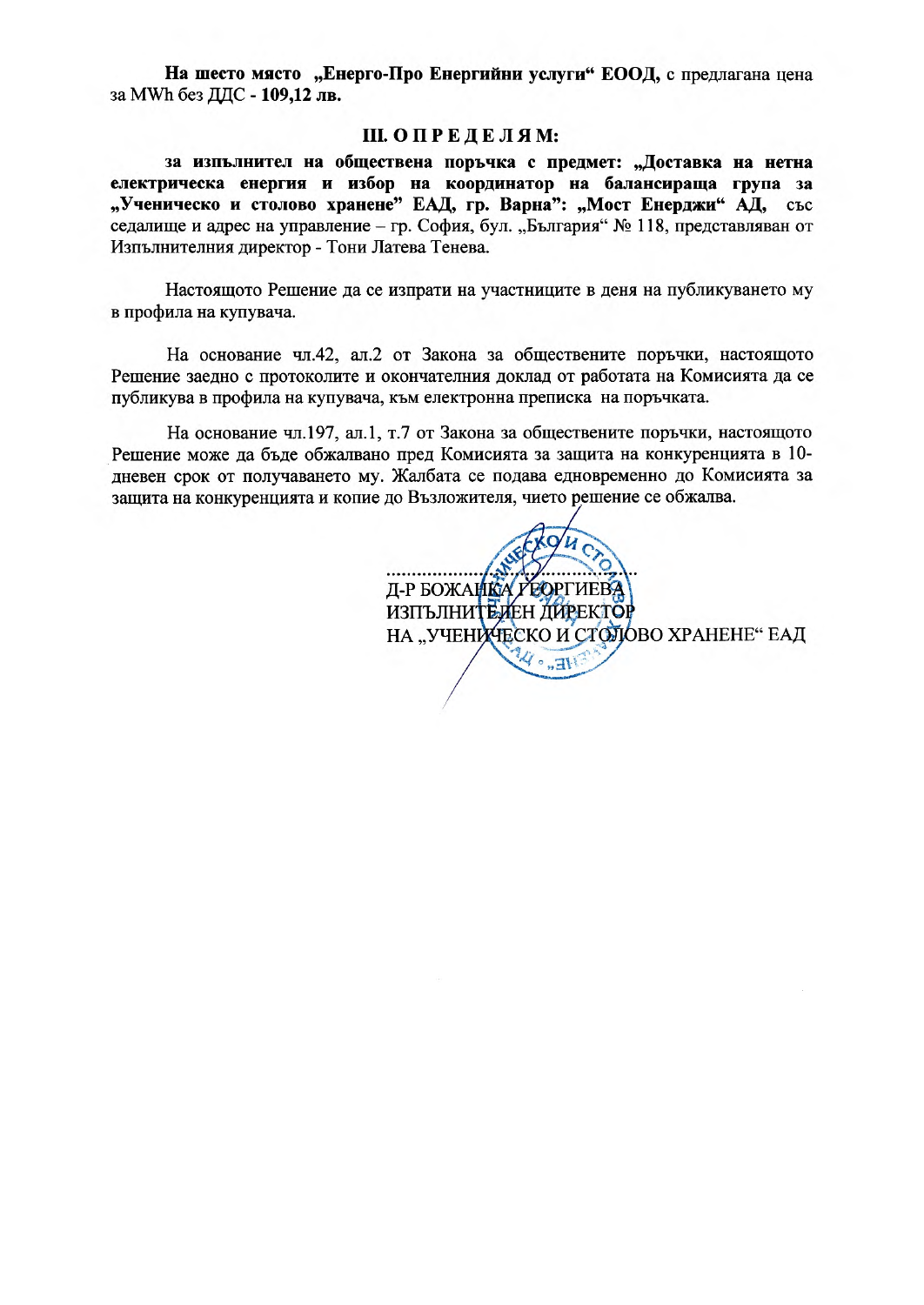**На шесто място „Енерго-Про Енергийни услуги“ ЕООД,** с предлагана цена за MWh без ДДС - **109,12 лв.**

## III. О П Р Е Д Е Л Я М:

**за изпълнител на обществена поръчка с предмет: „Доставка на нетна електрическа енергия и избор на координатор на балансираща група за „Ученическо и столово хранене” ЕАД, гр. Варна”: „Мост Енерджи“ АД,** със седалище и адрес на управление – гр. София, бул. „България“ № 118, представлван от Изпълнителния директор - Тони Латева Тенева.

Настоящото Решение да се изпрати на участниците в деня на публикуването му в профила на купувача.

На основание чл.42, ал.2 от Закона за обществените поръчки, настоящото Решение заедно с протоколите и окончателния доклад от работата на Комисията да се публикува в профила на купувача, към електронна преписка на поръчката.

На основание чл.197, ал.1, т.7 от Закона за обществените поръчки, настоящото Решение може да бъде обжалвано пред Комисията за защита на конкуренцията в 10-дневен срок от получаването му. Жалбата се подава едновременно до Комисията за защита на конкуренцията и копие до Възложителя, чието решение се обжалва.

.....................................................

Д-Р БОЖАНКА ГЕОРГИЕВА
ИЗПЪЛНИТЕЛЕН ДИРЕКТОР
НА „УЧЕНИЧЕСКО И СТОЛОВО ХРАНЕНЕ“ ЕАД